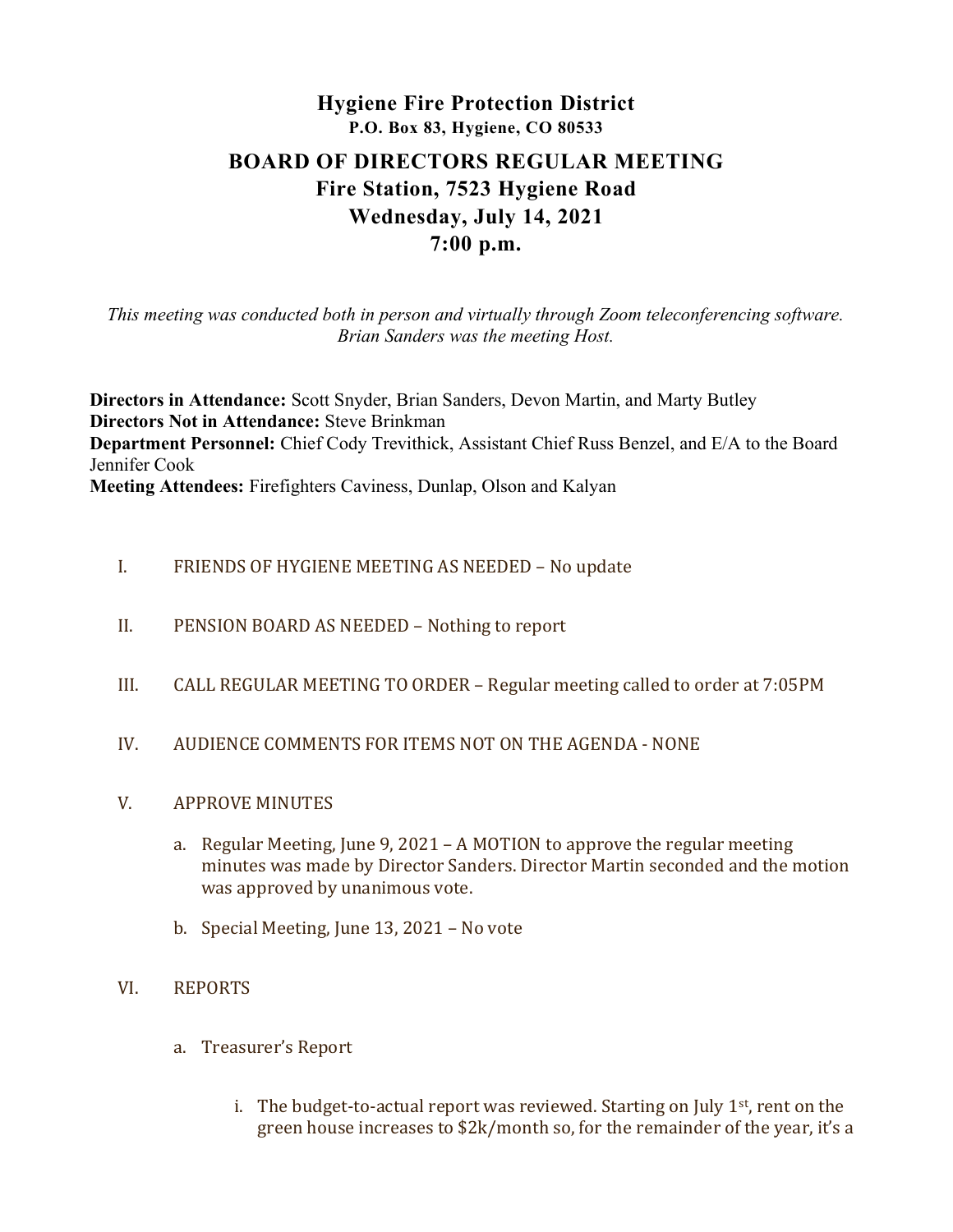# Hygiene Fire Protection District

**P.O. Box 83, Hygiene, CO 80533**

## BOARD OF DIRECTORS REGULAR MEETING

## Fire Station, 7523 Hygiene Road

## Wednesday, July 14, 2021

## 7:00 p.m.

*This meeting was conducted both in person and virtually through Zoom teleconferencing software. Brian Sanders was the meeting Host.*

**Directors in Attendance:** Scott Snyder, Brian Sanders, Devon Martin, and Marty Butley
**Directors Not in Attendance:** Steve Brinkman
**Department Personnel:** Chief Cody Trevithick, Assistant Chief Russ Benzel, and E/A to the Board Jennifer Cook
**Meeting Attendees:** Firefighters Caviness, Dunlap, Olson and Kalyan

I. FRIENDS OF HYGIENE MEETING AS NEEDED – No update

II. PENSION BOARD AS NEEDED – Nothing to report

III. CALL REGULAR MEETING TO ORDER – Regular meeting called to order at 7:05PM

IV. AUDIENCE COMMENTS FOR ITEMS NOT ON THE AGENDA - NONE

V. APPROVE MINUTES

  a. Regular Meeting, June 9, 2021 – A MOTION to approve the regular meeting minutes was made by Director Sanders. Director Martin seconded and the motion was approved by unanimous vote.

  b. Special Meeting, June 13, 2021 – No vote

VI. REPORTS

  a. Treasurer's Report

    i. The budget-to-actual report was reviewed. Starting on July 1st, rent on the green house increases to $2k/month so, for the remainder of the year, it's a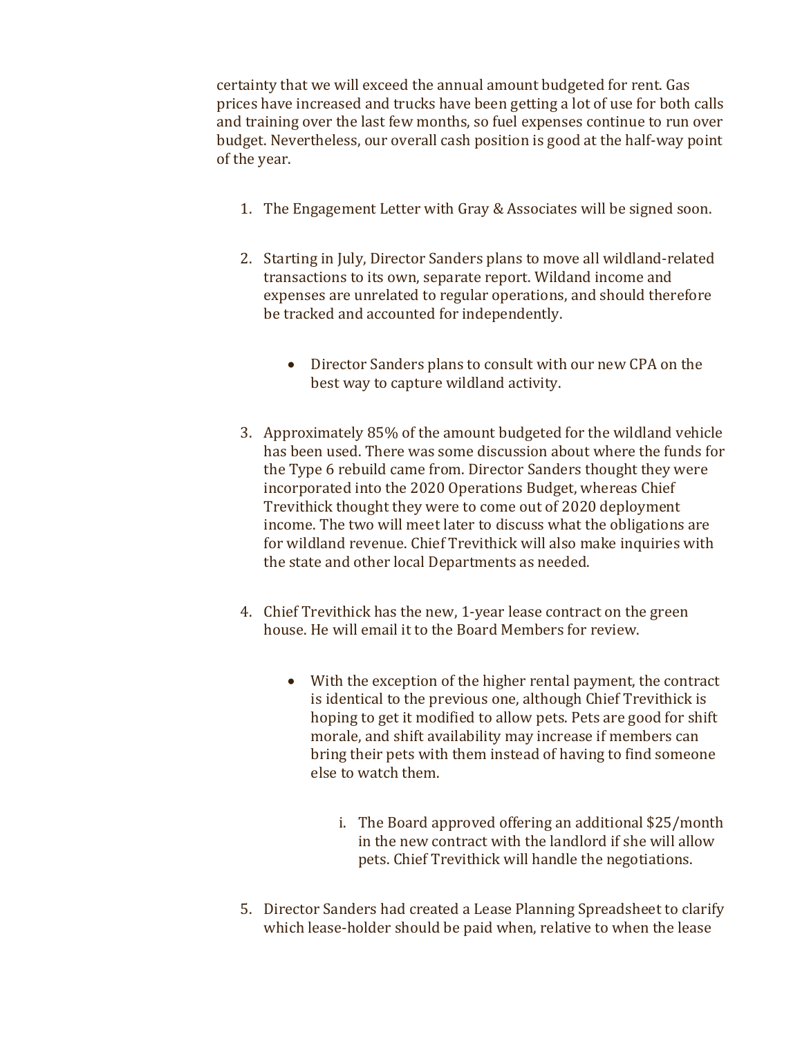certainty that we will exceed the annual amount budgeted for rent. Gas prices have increased and trucks have been getting a lot of use for both calls and training over the last few months, so fuel expenses continue to run over budget. Nevertheless, our overall cash position is good at the half-way point of the year.

1. The Engagement Letter with Gray & Associates will be signed soon.

2. Starting in July, Director Sanders plans to move all wildland-related transactions to its own, separate report. Wildand income and expenses are unrelated to regular operations, and should therefore be tracked and accounted for independently.

    - Director Sanders plans to consult with our new CPA on the best way to capture wildland activity.

3. Approximately 85% of the amount budgeted for the wildland vehicle has been used. There was some discussion about where the funds for the Type 6 rebuild came from. Director Sanders thought they were incorporated into the 2020 Operations Budget, whereas Chief Trevithick thought they were to come out of 2020 deployment income. The two will meet later to discuss what the obligations are for wildland revenue. Chief Trevithick will also make inquiries with the state and other local Departments as needed.

4. Chief Trevithick has the new, 1-year lease contract on the green house. He will email it to the Board Members for review.

    - With the exception of the higher rental payment, the contract is identical to the previous one, although Chief Trevithick is hoping to get it modified to allow pets. Pets are good for shift morale, and shift availability may increase if members can bring their pets with them instead of having to find someone else to watch them.

        i. The Board approved offering an additional $25/month in the new contract with the landlord if she will allow pets. Chief Trevithick will handle the negotiations.

5. Director Sanders had created a Lease Planning Spreadsheet to clarify which lease-holder should be paid when, relative to when the lease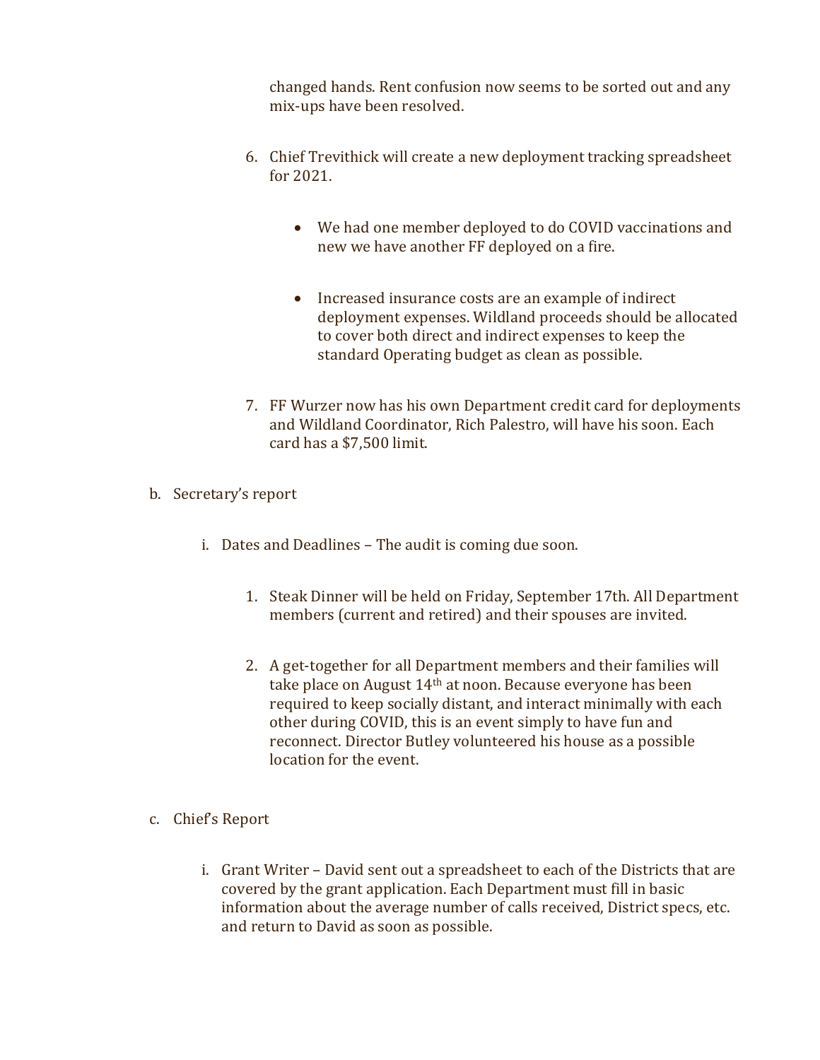changed hands. Rent confusion now seems to be sorted out and any mix-ups have been resolved.

6. Chief Trevithick will create a new deployment tracking spreadsheet for 2021.

    - We had one member deployed to do COVID vaccinations and new we have another FF deployed on a fire.

    - Increased insurance costs are an example of indirect deployment expenses. Wildland proceeds should be allocated to cover both direct and indirect expenses to keep the standard Operating budget as clean as possible.

7. FF Wurzer now has his own Department credit card for deployments and Wildland Coordinator, Rich Palestro, will have his soon. Each card has a $7,500 limit.

b. Secretary's report

    i. Dates and Deadlines – The audit is coming due soon.

        1. Steak Dinner will be held on Friday, September 17th. All Department members (current and retired) and their spouses are invited.

        2. A get-together for all Department members and their families will take place on August 14th at noon. Because everyone has been required to keep socially distant, and interact minimally with each other during COVID, this is an event simply to have fun and reconnect. Director Butley volunteered his house as a possible location for the event.

c. Chief's Report

    i. Grant Writer – David sent out a spreadsheet to each of the Districts that are covered by the grant application. Each Department must fill in basic information about the average number of calls received, District specs, etc. and return to David as soon as possible.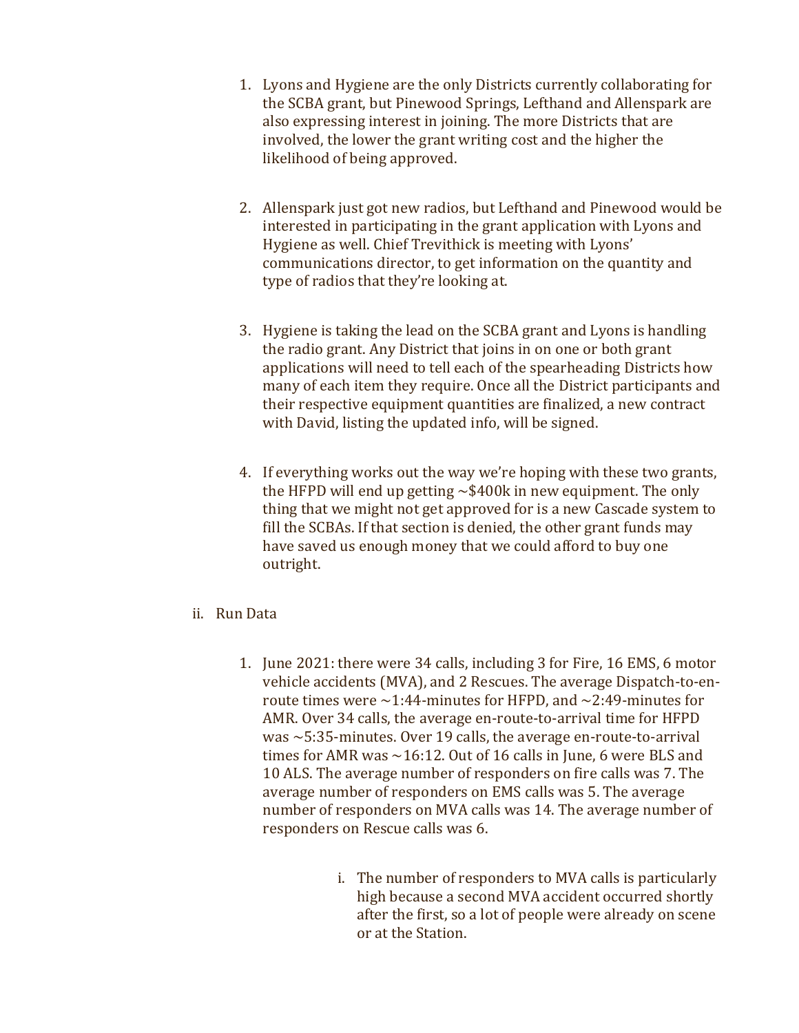1. Lyons and Hygiene are the only Districts currently collaborating for the SCBA grant, but Pinewood Springs, Lefthand and Allenspark are also expressing interest in joining. The more Districts that are involved, the lower the grant writing cost and the higher the likelihood of being approved.

2. Allenspark just got new radios, but Lefthand and Pinewood would be interested in participating in the grant application with Lyons and Hygiene as well. Chief Trevithick is meeting with Lyons' communications director, to get information on the quantity and type of radios that they're looking at.

3. Hygiene is taking the lead on the SCBA grant and Lyons is handling the radio grant. Any District that joins in on one or both grant applications will need to tell each of the spearheading Districts how many of each item they require. Once all the District participants and their respective equipment quantities are finalized, a new contract with David, listing the updated info, will be signed.

4. If everything works out the way we're hoping with these two grants, the HFPD will end up getting ~$400k in new equipment. The only thing that we might not get approved for is a new Cascade system to fill the SCBAs. If that section is denied, the other grant funds may have saved us enough money that we could afford to buy one outright.

ii. Run Data

1. June 2021: there were 34 calls, including 3 for Fire, 16 EMS, 6 motor vehicle accidents (MVA), and 2 Rescues. The average Dispatch-to-en-route times were ~1:44-minutes for HFPD, and ~2:49-minutes for AMR. Over 34 calls, the average en-route-to-arrival time for HFPD was ~5:35-minutes. Over 19 calls, the average en-route-to-arrival times for AMR was ~16:12. Out of 16 calls in June, 6 were BLS and 10 ALS. The average number of responders on fire calls was 7. The average number of responders on EMS calls was 5. The average number of responders on MVA calls was 14. The average number of responders on Rescue calls was 6.

   i. The number of responders to MVA calls is particularly high because a second MVA accident occurred shortly after the first, so a lot of people were already on scene or at the Station.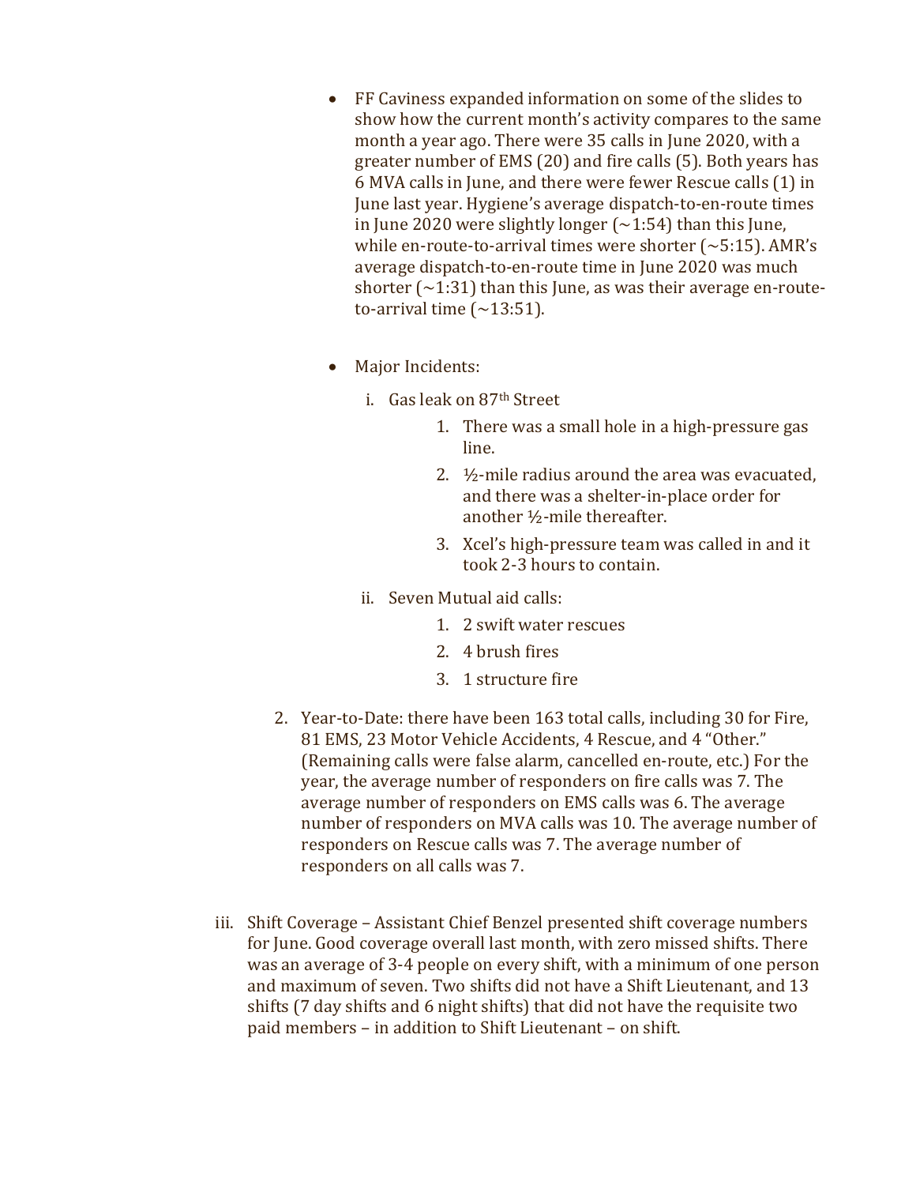- FF Caviness expanded information on some of the slides to show how the current month's activity compares to the same month a year ago. There were 35 calls in June 2020, with a greater number of EMS (20) and fire calls (5). Both years has 6 MVA calls in June, and there were fewer Rescue calls (1) in June last year. Hygiene's average dispatch-to-en-route times in June 2020 were slightly longer (~1:54) than this June, while en-route-to-arrival times were shorter (~5:15). AMR's average dispatch-to-en-route time in June 2020 was much shorter (~1:31) than this June, as was their average en-route-to-arrival time (~13:51).

- Major Incidents:
  - i. Gas leak on 87th Street
    1. There was a small hole in a high-pressure gas line.
    2. ½-mile radius around the area was evacuated, and there was a shelter-in-place order for another ½-mile thereafter.
    3. Xcel's high-pressure team was called in and it took 2-3 hours to contain.
  - ii. Seven Mutual aid calls:
    1. 2 swift water rescues
    2. 4 brush fires
    3. 1 structure fire

2. Year-to-Date: there have been 163 total calls, including 30 for Fire, 81 EMS, 23 Motor Vehicle Accidents, 4 Rescue, and 4 "Other." (Remaining calls were false alarm, cancelled en-route, etc.) For the year, the average number of responders on fire calls was 7. The average number of responders on EMS calls was 6. The average number of responders on MVA calls was 10. The average number of responders on Rescue calls was 7. The average number of responders on all calls was 7.

iii. Shift Coverage – Assistant Chief Benzel presented shift coverage numbers for June. Good coverage overall last month, with zero missed shifts. There was an average of 3-4 people on every shift, with a minimum of one person and maximum of seven. Two shifts did not have a Shift Lieutenant, and 13 shifts (7 day shifts and 6 night shifts) that did not have the requisite two paid members – in addition to Shift Lieutenant – on shift.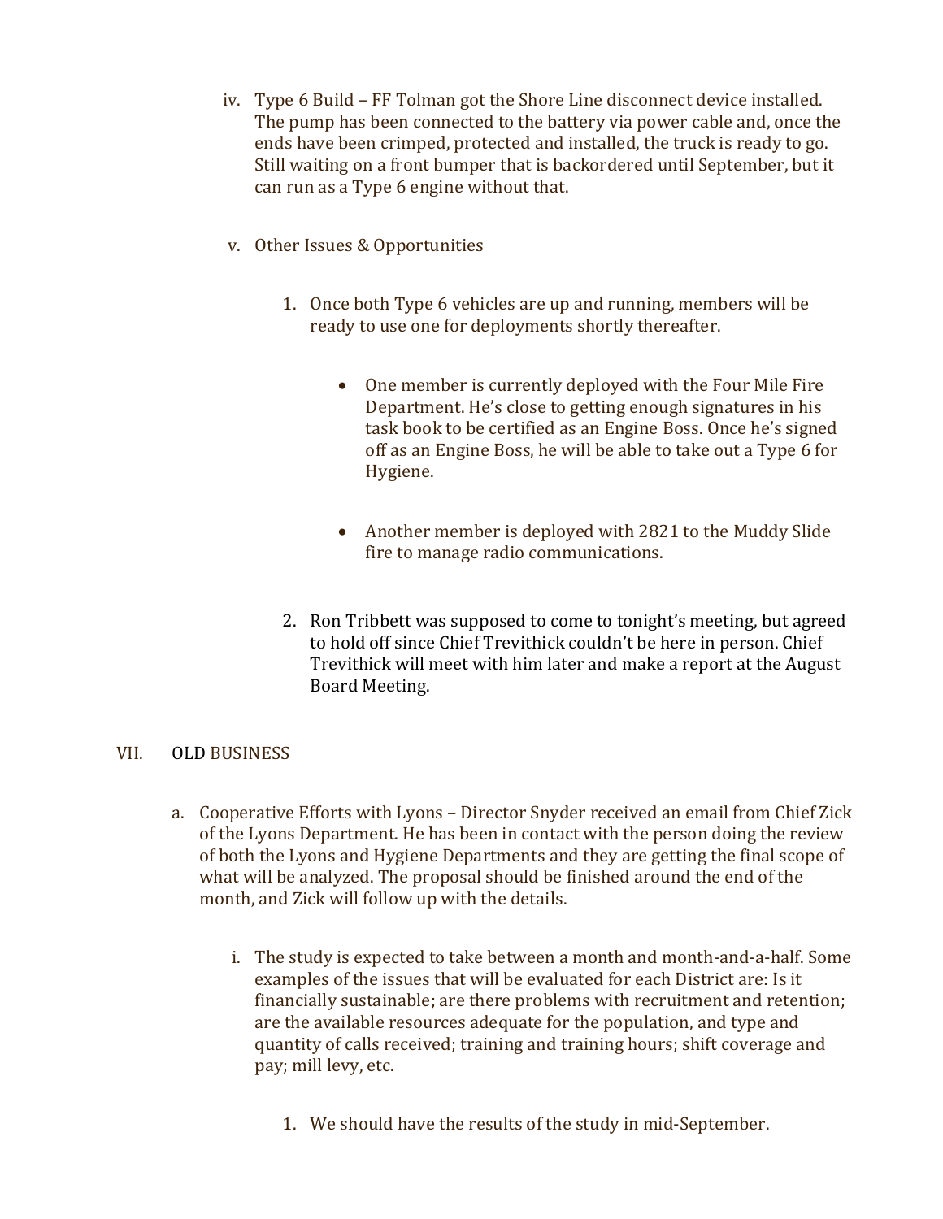iv. Type 6 Build – FF Tolman got the Shore Line disconnect device installed. The pump has been connected to the battery via power cable and, once the ends have been crimped, protected and installed, the truck is ready to go. Still waiting on a front bumper that is backordered until September, but it can run as a Type 6 engine without that.

v. Other Issues & Opportunities

1. Once both Type 6 vehicles are up and running, members will be ready to use one for deployments shortly thereafter.

    - One member is currently deployed with the Four Mile Fire Department. He's close to getting enough signatures in his task book to be certified as an Engine Boss. Once he's signed off as an Engine Boss, he will be able to take out a Type 6 for Hygiene.

    - Another member is deployed with 2821 to the Muddy Slide fire to manage radio communications.

2. Ron Tribbett was supposed to come to tonight's meeting, but agreed to hold off since Chief Trevithick couldn't be here in person. Chief Trevithick will meet with him later and make a report at the August Board Meeting.

## VII. OLD BUSINESS

a. Cooperative Efforts with Lyons – Director Snyder received an email from Chief Zick of the Lyons Department. He has been in contact with the person doing the review of both the Lyons and Hygiene Departments and they are getting the final scope of what will be analyzed. The proposal should be finished around the end of the month, and Zick will follow up with the details.

   i. The study is expected to take between a month and month-and-a-half. Some examples of the issues that will be evaluated for each District are: Is it financially sustainable; are there problems with recruitment and retention; are the available resources adequate for the population, and type and quantity of calls received; training and training hours; shift coverage and pay; mill levy, etc.

      1. We should have the results of the study in mid-September.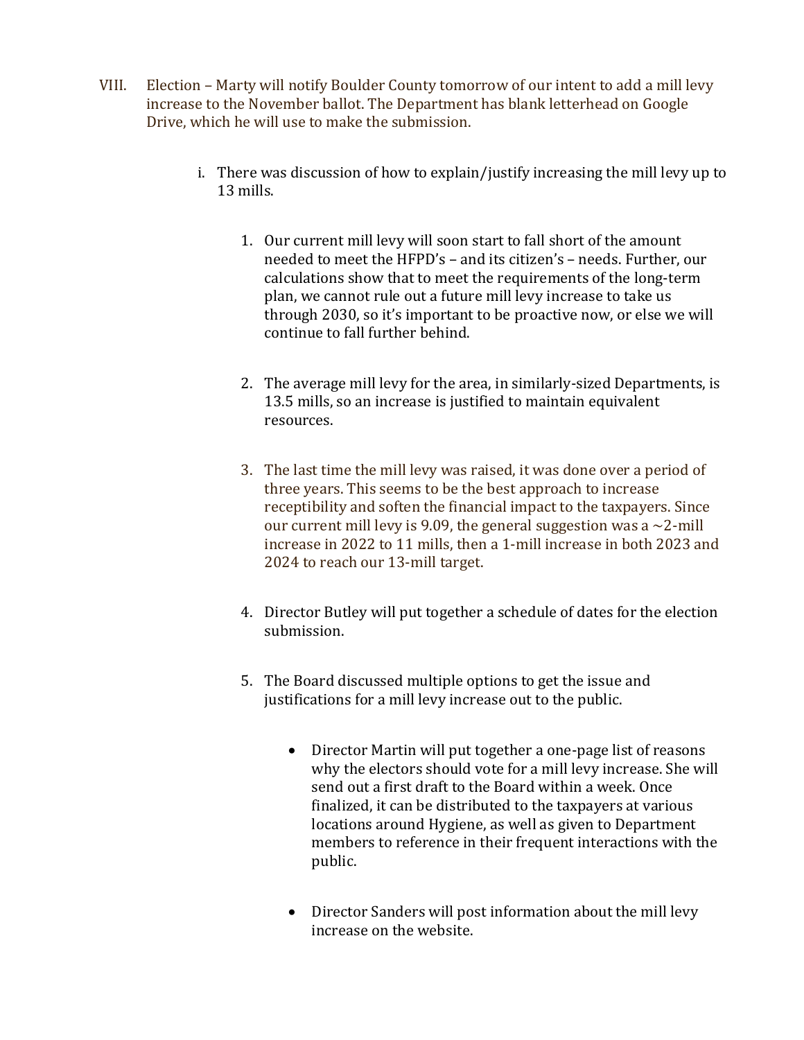VIII. Election – Marty will notify Boulder County tomorrow of our intent to add a mill levy increase to the November ballot. The Department has blank letterhead on Google Drive, which he will use to make the submission.

   i. There was discussion of how to explain/justify increasing the mill levy up to 13 mills.

      1. Our current mill levy will soon start to fall short of the amount needed to meet the HFPD's – and its citizen's – needs. Further, our calculations show that to meet the requirements of the long-term plan, we cannot rule out a future mill levy increase to take us through 2030, so it's important to be proactive now, or else we will continue to fall further behind.

      2. The average mill levy for the area, in similarly-sized Departments, is 13.5 mills, so an increase is justified to maintain equivalent resources.

      3. The last time the mill levy was raised, it was done over a period of three years. This seems to be the best approach to increase receptibility and soften the financial impact to the taxpayers. Since our current mill levy is 9.09, the general suggestion was a ~2-mill increase in 2022 to 11 mills, then a 1-mill increase in both 2023 and 2024 to reach our 13-mill target.

      4. Director Butley will put together a schedule of dates for the election submission.

      5. The Board discussed multiple options to get the issue and justifications for a mill levy increase out to the public.

         - Director Martin will put together a one-page list of reasons why the electors should vote for a mill levy increase. She will send out a first draft to the Board within a week. Once finalized, it can be distributed to the taxpayers at various locations around Hygiene, as well as given to Department members to reference in their frequent interactions with the public.

         - Director Sanders will post information about the mill levy increase on the website.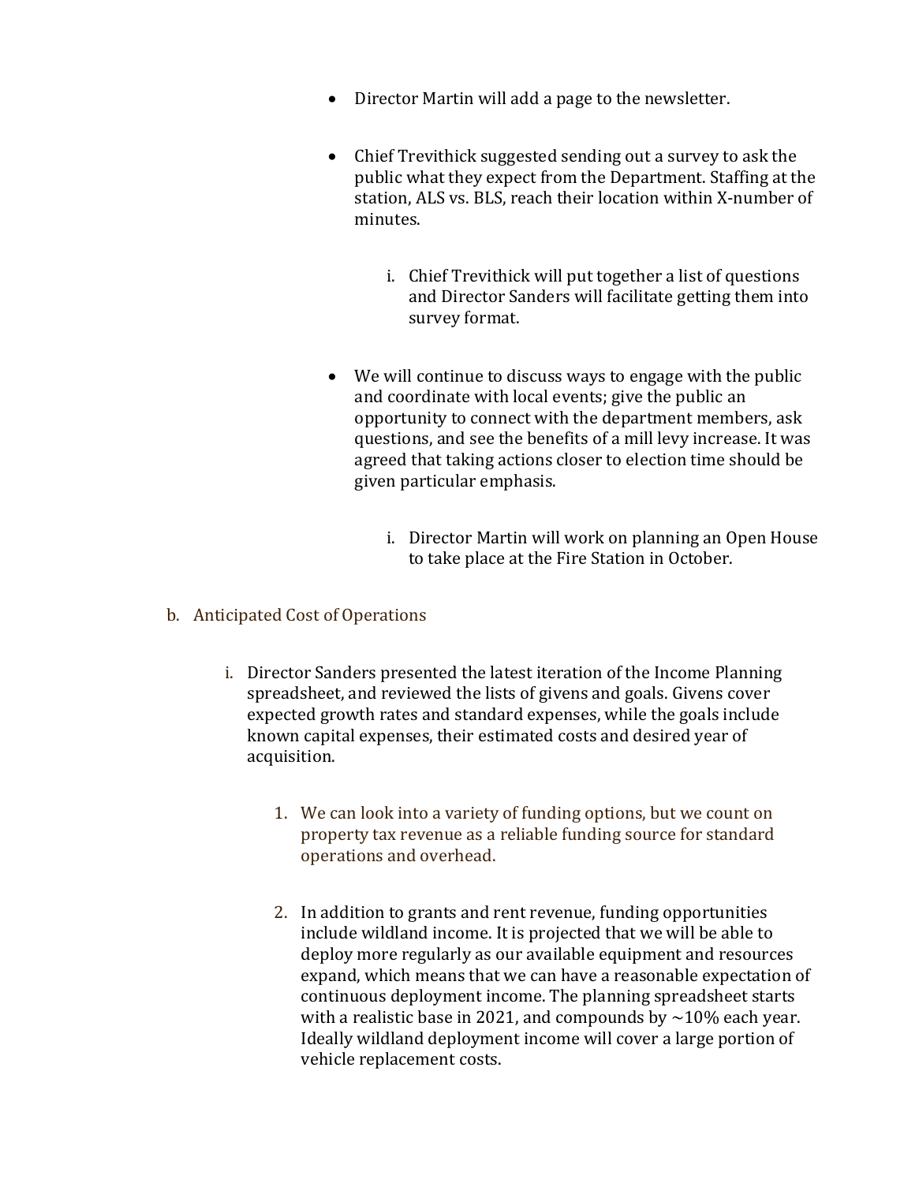- Director Martin will add a page to the newsletter.

- Chief Trevithick suggested sending out a survey to ask the public what they expect from the Department. Staffing at the station, ALS vs. BLS, reach their location within X-number of minutes.

    i. Chief Trevithick will put together a list of questions and Director Sanders will facilitate getting them into survey format.

- We will continue to discuss ways to engage with the public and coordinate with local events; give the public an opportunity to connect with the department members, ask questions, and see the benefits of a mill levy increase. It was agreed that taking actions closer to election time should be given particular emphasis.

    i. Director Martin will work on planning an Open House to take place at the Fire Station in October.

b. Anticipated Cost of Operations

    i. Director Sanders presented the latest iteration of the Income Planning spreadsheet, and reviewed the lists of givens and goals. Givens cover expected growth rates and standard expenses, while the goals include known capital expenses, their estimated costs and desired year of acquisition.

        1. We can look into a variety of funding options, but we count on property tax revenue as a reliable funding source for standard operations and overhead.

        2. In addition to grants and rent revenue, funding opportunities include wildland income. It is projected that we will be able to deploy more regularly as our available equipment and resources expand, which means that we can have a reasonable expectation of continuous deployment income. The planning spreadsheet starts with a realistic base in 2021, and compounds by ~10% each year. Ideally wildland deployment income will cover a large portion of vehicle replacement costs.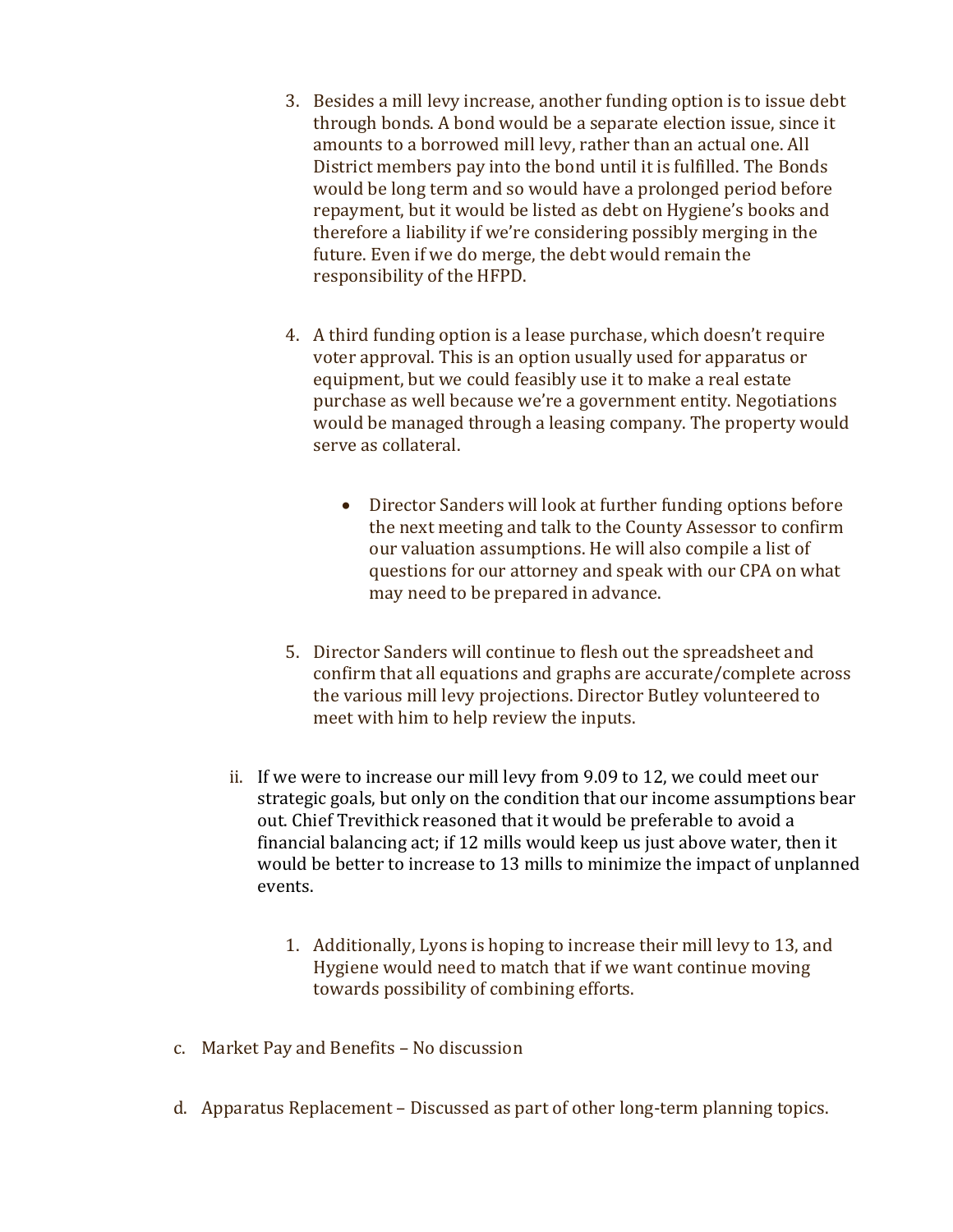3. Besides a mill levy increase, another funding option is to issue debt through bonds. A bond would be a separate election issue, since it amounts to a borrowed mill levy, rather than an actual one. All District members pay into the bond until it is fulfilled. The Bonds would be long term and so would have a prolonged period before repayment, but it would be listed as debt on Hygiene's books and therefore a liability if we're considering possibly merging in the future. Even if we do merge, the debt would remain the responsibility of the HFPD.

4. A third funding option is a lease purchase, which doesn't require voter approval. This is an option usually used for apparatus or equipment, but we could feasibly use it to make a real estate purchase as well because we're a government entity. Negotiations would be managed through a leasing company. The property would serve as collateral.

    - Director Sanders will look at further funding options before the next meeting and talk to the County Assessor to confirm our valuation assumptions. He will also compile a list of questions for our attorney and speak with our CPA on what may need to be prepared in advance.

5. Director Sanders will continue to flesh out the spreadsheet and confirm that all equations and graphs are accurate/complete across the various mill levy projections. Director Butley volunteered to meet with him to help review the inputs.

ii. If we were to increase our mill levy from 9.09 to 12, we could meet our strategic goals, but only on the condition that our income assumptions bear out. Chief Trevithick reasoned that it would be preferable to avoid a financial balancing act; if 12 mills would keep us just above water, then it would be better to increase to 13 mills to minimize the impact of unplanned events.

1. Additionally, Lyons is hoping to increase their mill levy to 13, and Hygiene would need to match that if we want continue moving towards possibility of combining efforts.

c. Market Pay and Benefits – No discussion

d. Apparatus Replacement – Discussed as part of other long-term planning topics.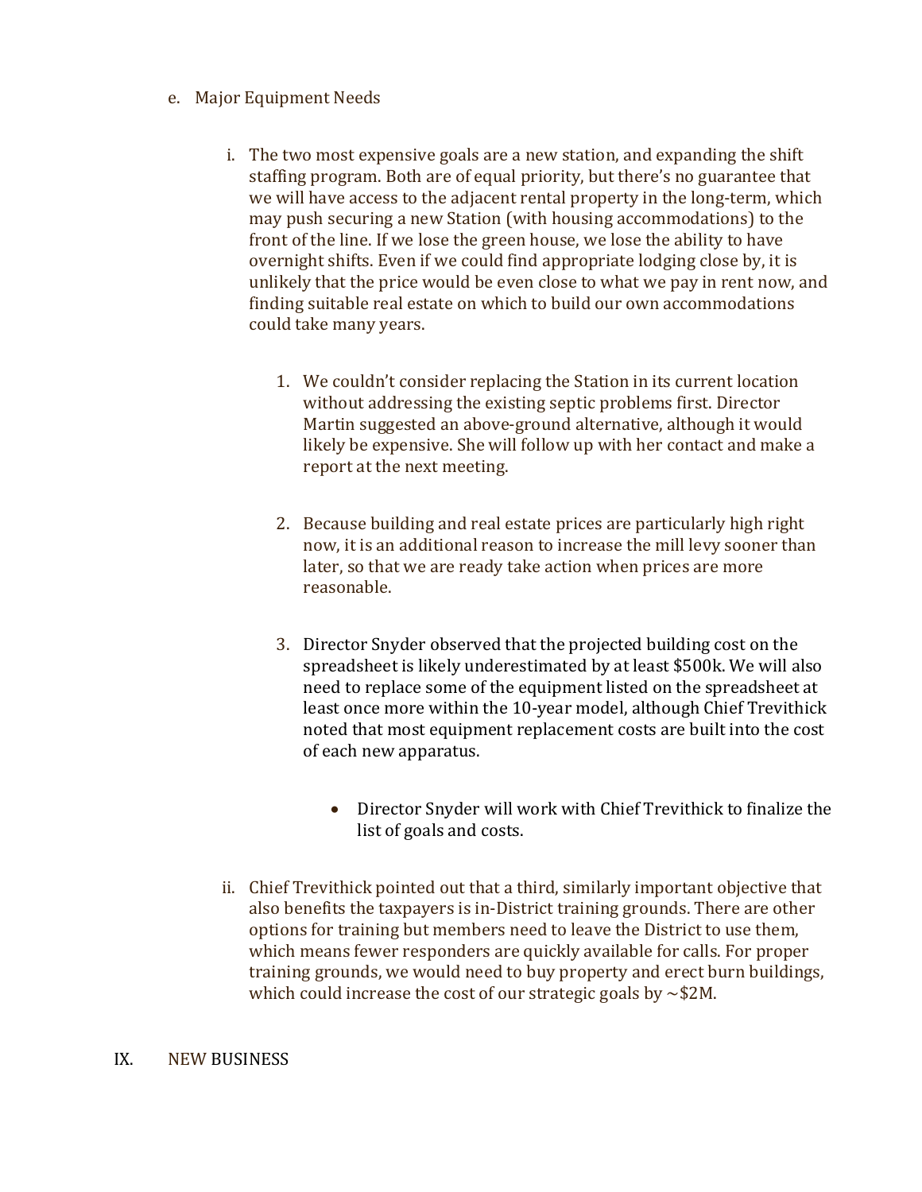e. Major Equipment Needs

   i. The two most expensive goals are a new station, and expanding the shift staffing program. Both are of equal priority, but there's no guarantee that we will have access to the adjacent rental property in the long-term, which may push securing a new Station (with housing accommodations) to the front of the line. If we lose the green house, we lose the ability to have overnight shifts. Even if we could find appropriate lodging close by, it is unlikely that the price would be even close to what we pay in rent now, and finding suitable real estate on which to build our own accommodations could take many years.

      1. We couldn't consider replacing the Station in its current location without addressing the existing septic problems first. Director Martin suggested an above-ground alternative, although it would likely be expensive. She will follow up with her contact and make a report at the next meeting.

      2. Because building and real estate prices are particularly high right now, it is an additional reason to increase the mill levy sooner than later, so that we are ready take action when prices are more reasonable.

      3. Director Snyder observed that the projected building cost on the spreadsheet is likely underestimated by at least $500k. We will also need to replace some of the equipment listed on the spreadsheet at least once more within the 10-year model, although Chief Trevithick noted that most equipment replacement costs are built into the cost of each new apparatus.

         - Director Snyder will work with Chief Trevithick to finalize the list of goals and costs.

   ii. Chief Trevithick pointed out that a third, similarly important objective that also benefits the taxpayers is in-District training grounds. There are other options for training but members need to leave the District to use them, which means fewer responders are quickly available for calls. For proper training grounds, we would need to buy property and erect burn buildings, which could increase the cost of our strategic goals by ~$2M.

## IX. NEW BUSINESS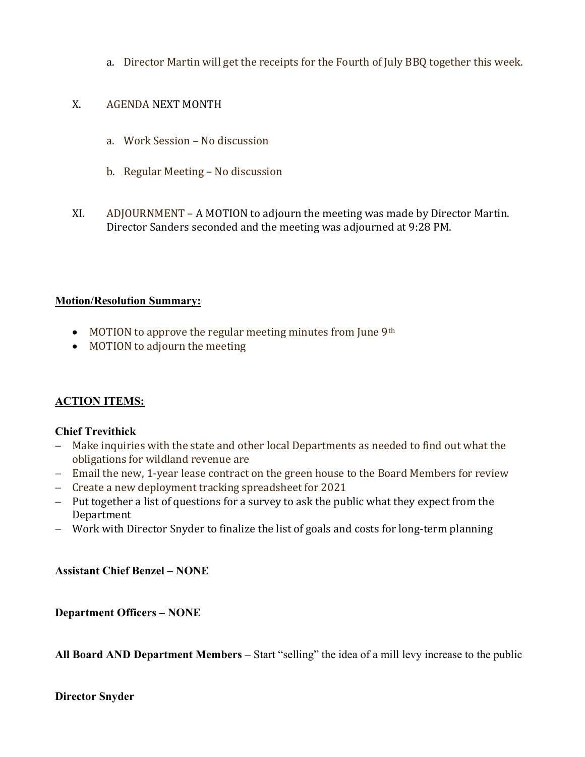a. Director Martin will get the receipts for the Fourth of July BBQ together this week.

X. AGENDA NEXT MONTH

a. Work Session – No discussion

b. Regular Meeting – No discussion

XI. ADJOURNMENT – A MOTION to adjourn the meeting was made by Director Martin. Director Sanders seconded and the meeting was adjourned at 9:28 PM.

**Motion/Resolution Summary:**

- MOTION to approve the regular meeting minutes from June 9th
- MOTION to adjourn the meeting

**ACTION ITEMS:**

**Chief Trevithick**

- Make inquiries with the state and other local Departments as needed to find out what the obligations for wildland revenue are
- Email the new, 1-year lease contract on the green house to the Board Members for review
- Create a new deployment tracking spreadsheet for 2021
- Put together a list of questions for a survey to ask the public what they expect from the Department
- Work with Director Snyder to finalize the list of goals and costs for long-term planning

**Assistant Chief Benzel – NONE**

**Department Officers – NONE**

**All Board AND Department Members** – Start "selling" the idea of a mill levy increase to the public

**Director Snyder**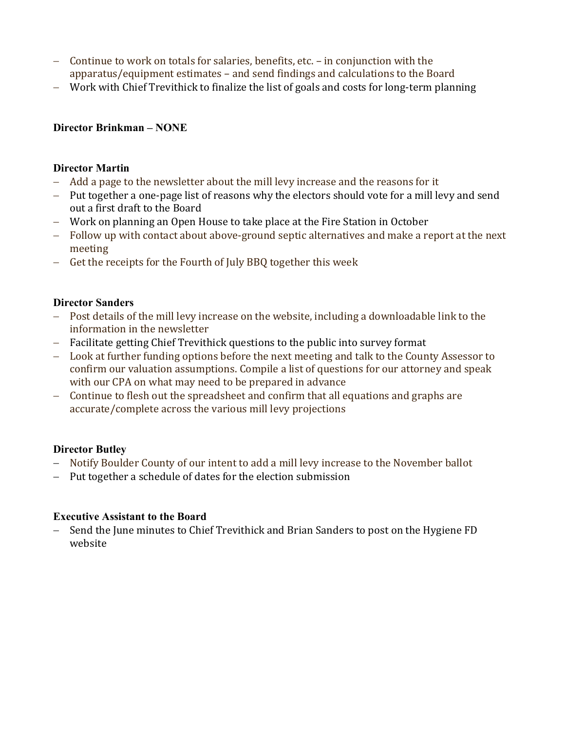- Continue to work on totals for salaries, benefits, etc. – in conjunction with the apparatus/equipment estimates – and send findings and calculations to the Board
- Work with Chief Trevithick to finalize the list of goals and costs for long-term planning

**Director Brinkman – NONE**

**Director Martin**

- Add a page to the newsletter about the mill levy increase and the reasons for it
- Put together a one-page list of reasons why the electors should vote for a mill levy and send out a first draft to the Board
- Work on planning an Open House to take place at the Fire Station in October
- Follow up with contact about above-ground septic alternatives and make a report at the next meeting
- Get the receipts for the Fourth of July BBQ together this week

**Director Sanders**

- Post details of the mill levy increase on the website, including a downloadable link to the information in the newsletter
- Facilitate getting Chief Trevithick questions to the public into survey format
- Look at further funding options before the next meeting and talk to the County Assessor to confirm our valuation assumptions. Compile a list of questions for our attorney and speak with our CPA on what may need to be prepared in advance
- Continue to flesh out the spreadsheet and confirm that all equations and graphs are accurate/complete across the various mill levy projections

**Director Butley**

- Notify Boulder County of our intent to add a mill levy increase to the November ballot
- Put together a schedule of dates for the election submission

**Executive Assistant to the Board**

- Send the June minutes to Chief Trevithick and Brian Sanders to post on the Hygiene FD website